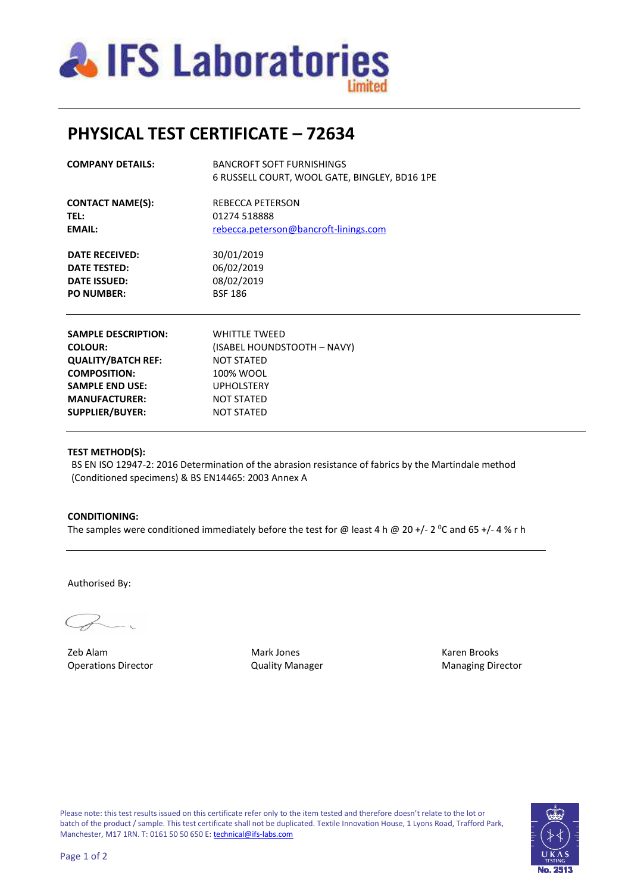IFS Laboratories Limited

# PHYSICAL TEST CERTIFICATE – 72634

| | |
|---|---|
| **COMPANY DETAILS:** | BANCROFT SOFT FURNISHINGS<br>6 RUSSELL COURT, WOOL GATE, BINGLEY, BD16 1PE |
| **CONTACT NAME(S):** | REBECCA PETERSON |
| **TEL:** | 01274 518888 |
| **EMAIL:** | rebecca.peterson@bancroft-linings.com |
| **DATE RECEIVED:** | 30/01/2019 |
| **DATE TESTED:** | 06/02/2019 |
| **DATE ISSUED:** | 08/02/2019 |
| **PO NUMBER:** | BSF 186 |

| | |
|---|---|
| **SAMPLE DESCRIPTION:** | WHITTLE TWEED |
| **COLOUR:** | (ISABEL HOUNDSTOOTH – NAVY) |
| **QUALITY/BATCH REF:** | NOT STATED |
| **COMPOSITION:** | 100% WOOL |
| **SAMPLE END USE:** | UPHOLSTERY |
| **MANUFACTURER:** | NOT STATED |
| **SUPPLIER/BUYER:** | NOT STATED |

**TEST METHOD(S):**

BS EN ISO 12947-2: 2016 Determination of the abrasion resistance of fabrics by the Martindale method (Conditioned specimens) & BS EN14465: 2003 Annex A

**CONDITIONING:**

The samples were conditioned immediately before the test for @ least 4 h @ 20 +/- 2 $^0$C and 65 +/- 4 % r h

Authorised By:

| | | |
|---|---|---|
| Zeb Alam<br>Operations Director | Mark Jones<br>Quality Manager | Karen Brooks<br>Managing Director |

Please note: this test results issued on this certificate refer only to the item tested and therefore doesn't relate to the lot or batch of the product / sample. This test certificate shall not be duplicated. Textile Innovation House, 1 Lyons Road, Trafford Park, Manchester, M17 1RN. T: 0161 50 50 650 E: technical@ifs-labs.com

UKAS TESTING No. 2513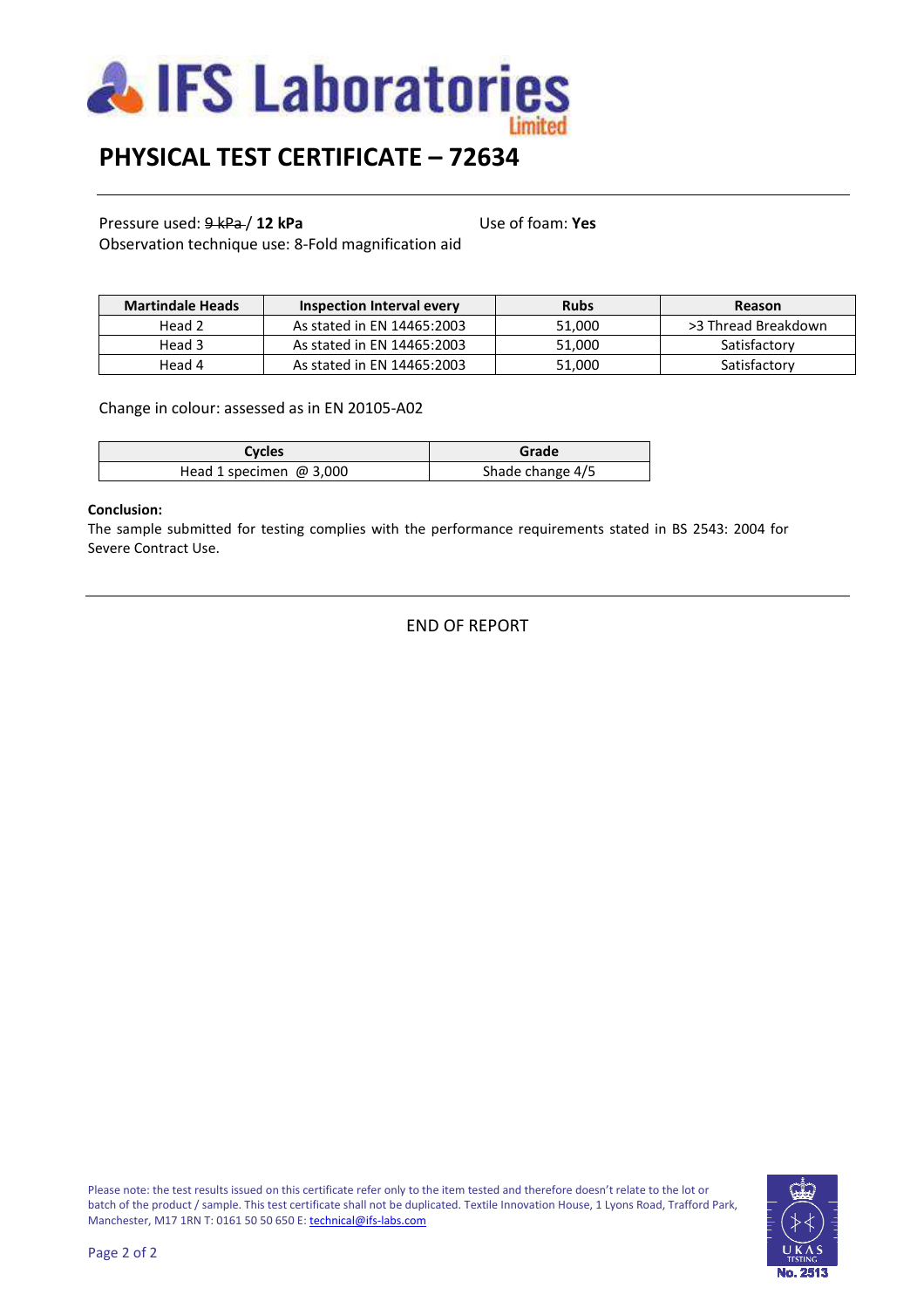IFS Laboratories Limited

# PHYSICAL TEST CERTIFICATE – 72634

Pressure used: ~~9 kPa~~ / **12 kPa**

Use of foam: **Yes**

Observation technique use: 8-Fold magnification aid

| Martindale Heads | Inspection Interval every | Rubs | Reason |
|---|---|---|---|
| Head 2 | As stated in EN 14465:2003 | 51,000 | >3 Thread Breakdown |
| Head 3 | As stated in EN 14465:2003 | 51,000 | Satisfactory |
| Head 4 | As stated in EN 14465:2003 | 51,000 | Satisfactory |

Change in colour: assessed as in EN 20105-A02

| Cycles | Grade |
|---|---|
| Head 1 specimen @ 3,000 | Shade change 4/5 |

**Conclusion:**

The sample submitted for testing complies with the performance requirements stated in BS 2543: 2004 for Severe Contract Use.

END OF REPORT

Please note: the test results issued on this certificate refer only to the item tested and therefore doesn't relate to the lot or batch of the product / sample. This test certificate shall not be duplicated. Textile Innovation House, 1 Lyons Road, Trafford Park, Manchester, M17 1RN T: 0161 50 50 650 E: technical@ifs-labs.com

UKAS TESTING No. 2513